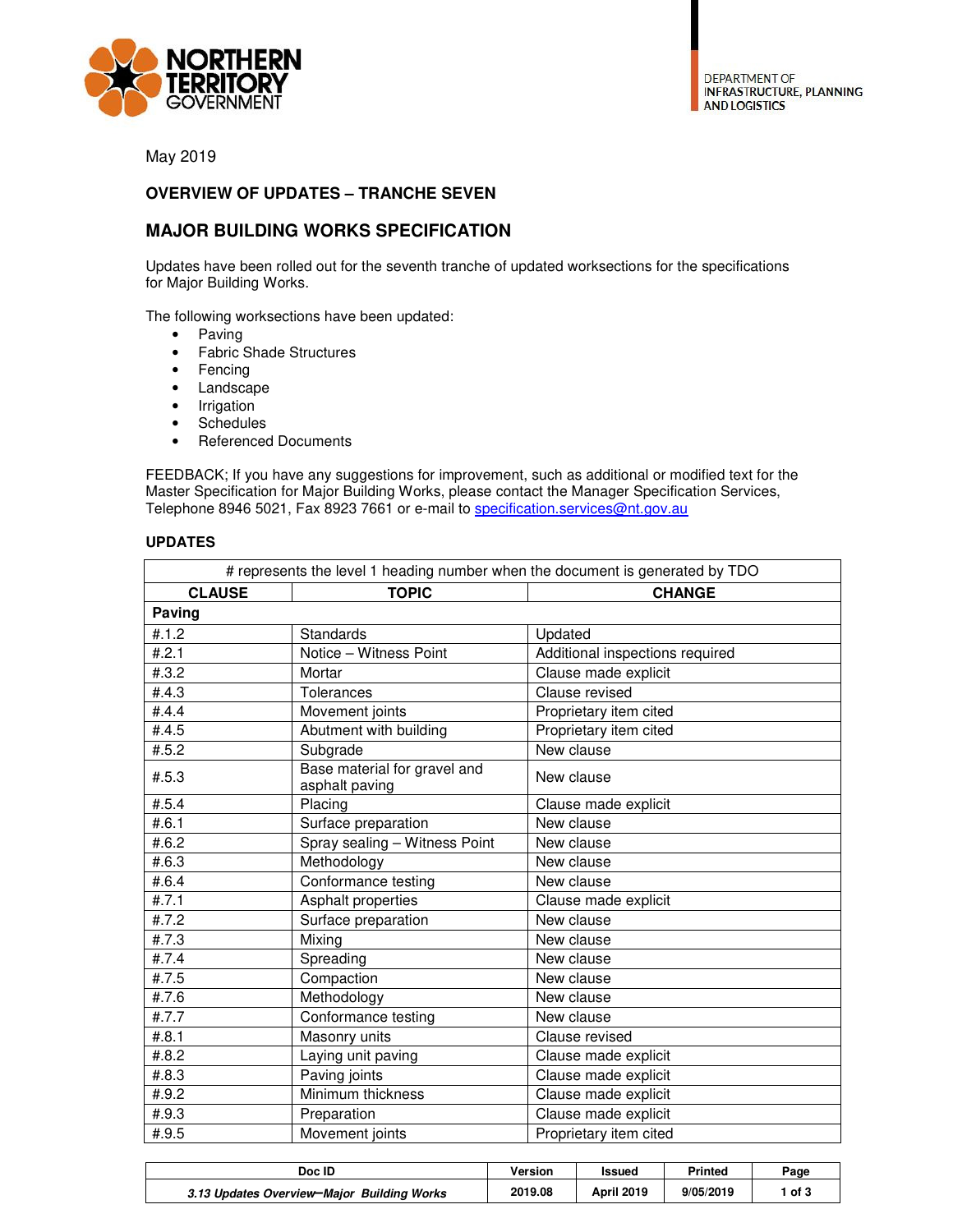NORTHERN TERRITORY GOVERNMENT

DEPARTMENT OF INFRASTRUCTURE, PLANNING AND LOGISTICS

May 2019

## OVERVIEW OF UPDATES – TRANCHE SEVEN

## MAJOR BUILDING WORKS SPECIFICATION

Updates have been rolled out for the seventh tranche of updated worksections for the specifications for Major Building Works.

The following worksections have been updated:

- Paving
- Fabric Shade Structures
- Fencing
- Landscape
- Irrigation
- Schedules
- Referenced Documents

FEEDBACK; If you have any suggestions for improvement, such as additional or modified text for the Master Specification for Major Building Works, please contact the Manager Specification Services, Telephone 8946 5021, Fax 8923 7661 or e-mail to specification.services@nt.gov.au

### UPDATES

| # represents the level 1 heading number when the document is generated by TDO | | |
|---|---|---|
| **CLAUSE** | **TOPIC** | **CHANGE** |
| **Paving** | | |
| #.1.2 | Standards | Updated |
| #.2.1 | Notice – Witness Point | Additional inspections required |
| #.3.2 | Mortar | Clause made explicit |
| #.4.3 | Tolerances | Clause revised |
| #.4.4 | Movement joints | Proprietary item cited |
| #.4.5 | Abutment with building | Proprietary item cited |
| #.5.2 | Subgrade | New clause |
| #.5.3 | Base material for gravel and asphalt paving | New clause |
| #.5.4 | Placing | Clause made explicit |
| #.6.1 | Surface preparation | New clause |
| #.6.2 | Spray sealing – Witness Point | New clause |
| #.6.3 | Methodology | New clause |
| #.6.4 | Conformance testing | New clause |
| #.7.1 | Asphalt properties | Clause made explicit |
| #.7.2 | Surface preparation | New clause |
| #.7.3 | Mixing | New clause |
| #.7.4 | Spreading | New clause |
| #.7.5 | Compaction | New clause |
| #.7.6 | Methodology | New clause |
| #.7.7 | Conformance testing | New clause |
| #.8.1 | Masonry units | Clause revised |
| #.8.2 | Laying unit paving | Clause made explicit |
| #.8.3 | Paving joints | Clause made explicit |
| #.9.2 | Minimum thickness | Clause made explicit |
| #.9.3 | Preparation | Clause made explicit |
| #.9.5 | Movement joints | Proprietary item cited |

| Doc ID | Version | Issued | Printed |
|---|---|---|---|
| *3.13 Updates Overview–Major Building Works* | 2019.08 | April 2019 | 9/05/2019 |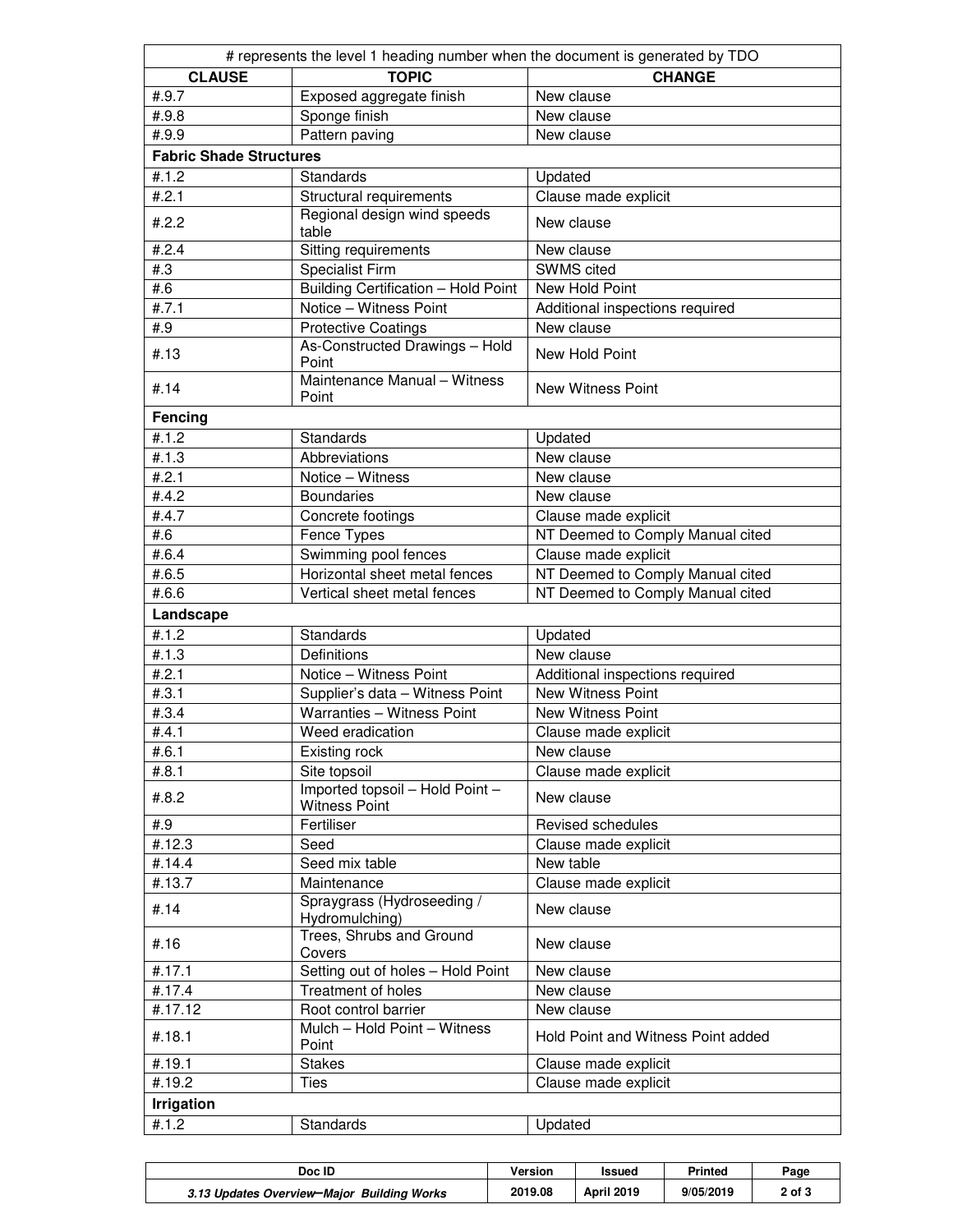| # represents the level 1 heading number when the document is generated by TDO | | |
|---|---|---|
| **CLAUSE** | **TOPIC** | **CHANGE** |
| #.9.7 | Exposed aggregate finish | New clause |
| #.9.8 | Sponge finish | New clause |
| #.9.9 | Pattern paving | New clause |
| **Fabric Shade Structures** | | |
| #.1.2 | Standards | Updated |
| #.2.1 | Structural requirements | Clause made explicit |
| #.2.2 | Regional design wind speeds table | New clause |
| #.2.4 | Sitting requirements | New clause |
| #.3 | Specialist Firm | SWMS cited |
| #.6 | Building Certification – Hold Point | New Hold Point |
| #.7.1 | Notice – Witness Point | Additional inspections required |
| #.9 | Protective Coatings | New clause |
| #.13 | As-Constructed Drawings – Hold Point | New Hold Point |
| #.14 | Maintenance Manual – Witness Point | New Witness Point |
| **Fencing** | | |
| #.1.2 | Standards | Updated |
| #.1.3 | Abbreviations | New clause |
| #.2.1 | Notice – Witness | New clause |
| #.4.2 | Boundaries | New clause |
| #.4.7 | Concrete footings | Clause made explicit |
| #.6 | Fence Types | NT Deemed to Comply Manual cited |
| #.6.4 | Swimming pool fences | Clause made explicit |
| #.6.5 | Horizontal sheet metal fences | NT Deemed to Comply Manual cited |
| #.6.6 | Vertical sheet metal fences | NT Deemed to Comply Manual cited |
| **Landscape** | | |
| #.1.2 | Standards | Updated |
| #.1.3 | Definitions | New clause |
| #.2.1 | Notice – Witness Point | Additional inspections required |
| #.3.1 | Supplier's data – Witness Point | New Witness Point |
| #.3.4 | Warranties – Witness Point | New Witness Point |
| #.4.1 | Weed eradication | Clause made explicit |
| #.6.1 | Existing rock | New clause |
| #.8.1 | Site topsoil | Clause made explicit |
| #.8.2 | Imported topsoil – Hold Point – Witness Point | New clause |
| #.9 | Fertiliser | Revised schedules |
| #.12.3 | Seed | Clause made explicit |
| #.14.4 | Seed mix table | New table |
| #.13.7 | Maintenance | Clause made explicit |
| #.14 | Spraygrass (Hydroseeding / Hydromulching) | New clause |
| #.16 | Trees, Shrubs and Ground Covers | New clause |
| #.17.1 | Setting out of holes – Hold Point | New clause |
| #.17.4 | Treatment of holes | New clause |
| #.17.12 | Root control barrier | New clause |
| #.18.1 | Mulch – Hold Point – Witness Point | Hold Point and Witness Point added |
| #.19.1 | Stakes | Clause made explicit |
| #.19.2 | Ties | Clause made explicit |
| **Irrigation** | | |
| #.1.2 | Standards | Updated |

| Doc ID | Version | Issued | Printed |
|---|---|---|---|
| *3.13 Updates Overview–Major Building Works* | 2019.08 | April 2019 | 9/05/2019 |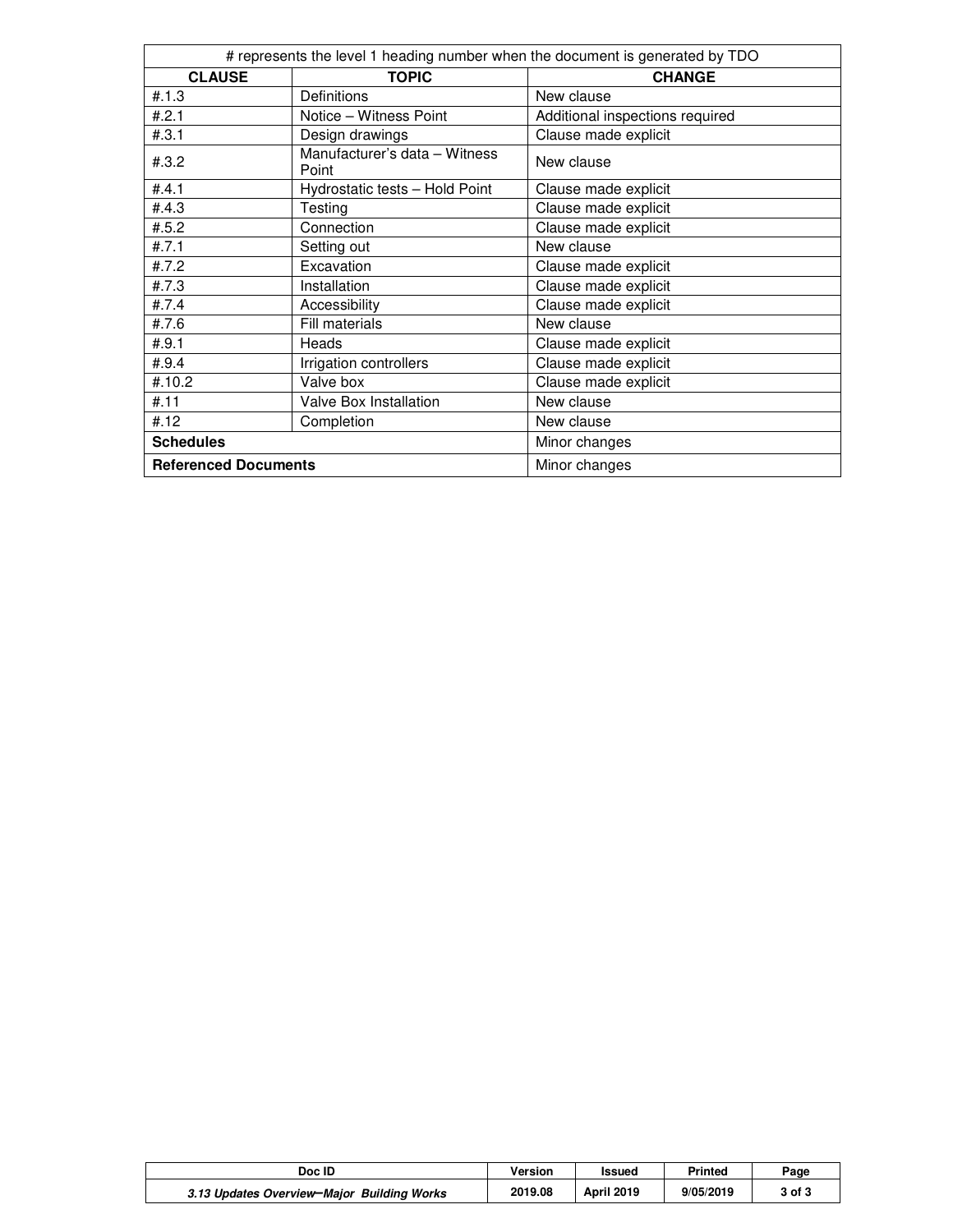| # represents the level 1 heading number when the document is generated by TDO | | |
|---|---|---|
| **CLAUSE** | **TOPIC** | **CHANGE** |
| #.1.3 | Definitions | New clause |
| #.2.1 | Notice – Witness Point | Additional inspections required |
| #.3.1 | Design drawings | Clause made explicit |
| #.3.2 | Manufacturer's data – Witness Point | New clause |
| #.4.1 | Hydrostatic tests – Hold Point | Clause made explicit |
| #.4.3 | Testing | Clause made explicit |
| #.5.2 | Connection | Clause made explicit |
| #.7.1 | Setting out | New clause |
| #.7.2 | Excavation | Clause made explicit |
| #.7.3 | Installation | Clause made explicit |
| #.7.4 | Accessibility | Clause made explicit |
| #.7.6 | Fill materials | New clause |
| #.9.1 | Heads | Clause made explicit |
| #.9.4 | Irrigation controllers | Clause made explicit |
| #.10.2 | Valve box | Clause made explicit |
| #.11 | Valve Box Installation | New clause |
| #.12 | Completion | New clause |
| **Schedules** | | Minor changes |
| **Referenced Documents** | | Minor changes |